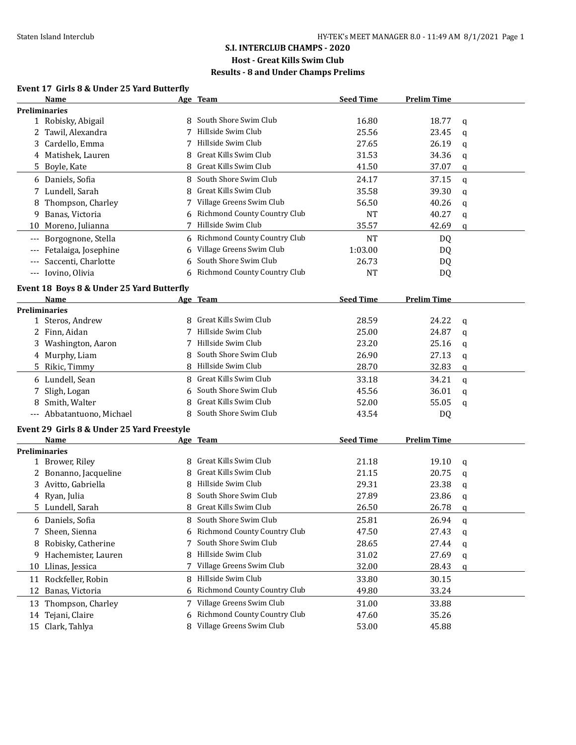# S.I. INTERCLUB CHAMPS - 2020

## Host - Great Kills Swim Club

## Results - 8 and Under Champs Prelims

### Event 17 Girls 8 & Under 25 Yard Butterfly

| | Name | Age | Team | Seed Time | Prelim Time | |
|---|---|---|---|---|---|---|
| **Preliminaries** | | | | | | |
| 1 | Robisky, Abigail | 8 | South Shore Swim Club | 16.80 | 18.77 | q |
| 2 | Tawil, Alexandra | 7 | Hillside Swim Club | 25.56 | 23.45 | q |
| 3 | Cardello, Emma | 7 | Hillside Swim Club | 27.65 | 26.19 | q |
| 4 | Matishek, Lauren | 8 | Great Kills Swim Club | 31.53 | 34.36 | q |
| 5 | Boyle, Kate | 8 | Great Kills Swim Club | 41.50 | 37.07 | q |
| 6 | Daniels, Sofia | 8 | South Shore Swim Club | 24.17 | 37.15 | q |
| 7 | Lundell, Sarah | 8 | Great Kills Swim Club | 35.58 | 39.30 | q |
| 8 | Thompson, Charley | 7 | Village Greens Swim Club | 56.50 | 40.26 | q |
| 9 | Banas, Victoria | 6 | Richmond County Country Club | NT | 40.27 | q |
| 10 | Moreno, Julianna | 7 | Hillside Swim Club | 35.57 | 42.69 | q |
| --- | Borgognone, Stella | 6 | Richmond County Country Club | NT | DQ | |
| --- | Fetalaiga, Josephine | 6 | Village Greens Swim Club | 1:03.00 | DQ | |
| --- | Saccenti, Charlotte | 6 | South Shore Swim Club | 26.73 | DQ | |
| --- | Iovino, Olivia | 6 | Richmond County Country Club | NT | DQ | |

### Event 18 Boys 8 & Under 25 Yard Butterfly

| | Name | Age | Team | Seed Time | Prelim Time | |
|---|---|---|---|---|---|---|
| **Preliminaries** | | | | | | |
| 1 | Steros, Andrew | 8 | Great Kills Swim Club | 28.59 | 24.22 | q |
| 2 | Finn, Aidan | 7 | Hillside Swim Club | 25.00 | 24.87 | q |
| 3 | Washington, Aaron | 7 | Hillside Swim Club | 23.20 | 25.16 | q |
| 4 | Murphy, Liam | 8 | South Shore Swim Club | 26.90 | 27.13 | q |
| 5 | Rikic, Timmy | 8 | Hillside Swim Club | 28.70 | 32.83 | q |
| 6 | Lundell, Sean | 8 | Great Kills Swim Club | 33.18 | 34.21 | q |
| 7 | Sligh, Logan | 6 | South Shore Swim Club | 45.56 | 36.01 | q |
| 8 | Smith, Walter | 8 | Great Kills Swim Club | 52.00 | 55.05 | q |
| --- | Abbatantuono, Michael | 8 | South Shore Swim Club | 43.54 | DQ | |

### Event 29 Girls 8 & Under 25 Yard Freestyle

| | Name | Age | Team | Seed Time | Prelim Time | |
|---|---|---|---|---|---|---|
| **Preliminaries** | | | | | | |
| 1 | Brower, Riley | 8 | Great Kills Swim Club | 21.18 | 19.10 | q |
| 2 | Bonanno, Jacqueline | 8 | Great Kills Swim Club | 21.15 | 20.75 | q |
| 3 | Avitto, Gabriella | 8 | Hillside Swim Club | 29.31 | 23.38 | q |
| 4 | Ryan, Julia | 8 | South Shore Swim Club | 27.89 | 23.86 | q |
| 5 | Lundell, Sarah | 8 | Great Kills Swim Club | 26.50 | 26.78 | q |
| 6 | Daniels, Sofia | 8 | South Shore Swim Club | 25.81 | 26.94 | q |
| 7 | Sheen, Sienna | 6 | Richmond County Country Club | 47.50 | 27.43 | q |
| 8 | Robisky, Catherine | 7 | South Shore Swim Club | 28.65 | 27.44 | q |
| 9 | Hachemister, Lauren | 8 | Hillside Swim Club | 31.02 | 27.69 | q |
| 10 | Llinas, Jessica | 7 | Village Greens Swim Club | 32.00 | 28.43 | q |
| 11 | Rockfeller, Robin | 8 | Hillside Swim Club | 33.80 | 30.15 | |
| 12 | Banas, Victoria | 6 | Richmond County Country Club | 49.80 | 33.24 | |
| 13 | Thompson, Charley | 7 | Village Greens Swim Club | 31.00 | 33.88 | |
| 14 | Tejani, Claire | 6 | Richmond County Country Club | 47.60 | 35.26 | |
| 15 | Clark, Tahlya | 8 | Village Greens Swim Club | 53.00 | 45.88 | |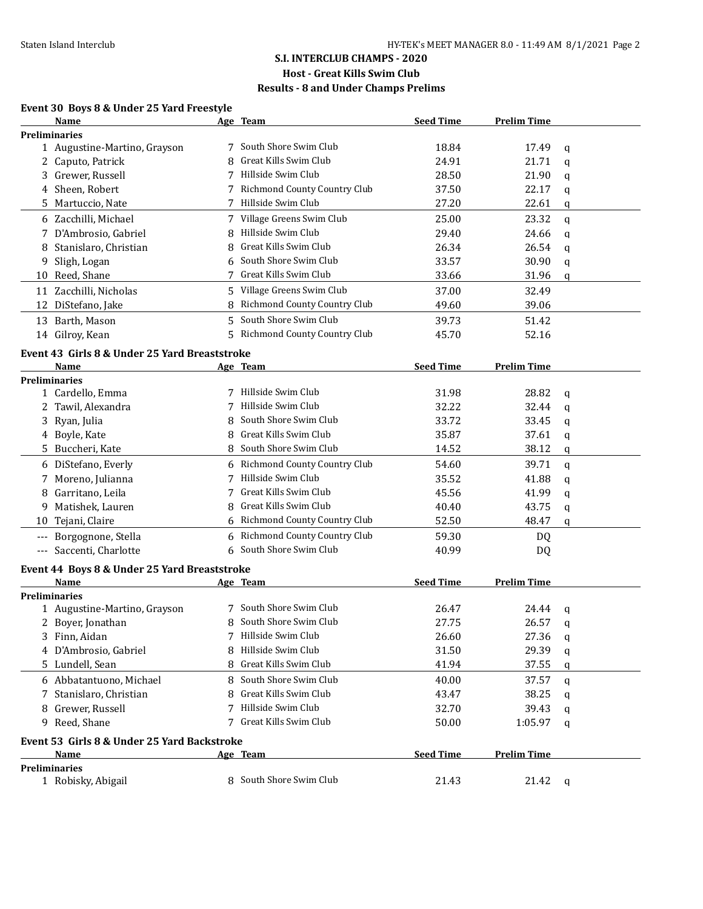## S.I. INTERCLUB CHAMPS - 2020

### Host - Great Kills Swim Club

### Results - 8 and Under Champs Prelims

#### Event 30 Boys 8 & Under 25 Yard Freestyle

| | Name | Age | Team | Seed Time | Prelim Time | |
|---|---|---|---|---|---|---|
| **Preliminaries** | | | | | | |
| 1 | Augustine-Martino, Grayson | 7 | South Shore Swim Club | 18.84 | 17.49 | q |
| 2 | Caputo, Patrick | 8 | Great Kills Swim Club | 24.91 | 21.71 | q |
| 3 | Grewer, Russell | 7 | Hillside Swim Club | 28.50 | 21.90 | q |
| 4 | Sheen, Robert | 7 | Richmond County Country Club | 37.50 | 22.17 | q |
| 5 | Martuccio, Nate | 7 | Hillside Swim Club | 27.20 | 22.61 | q |
| 6 | Zacchilli, Michael | 7 | Village Greens Swim Club | 25.00 | 23.32 | q |
| 7 | D'Ambrosio, Gabriel | 8 | Hillside Swim Club | 29.40 | 24.66 | q |
| 8 | Stanislaro, Christian | 8 | Great Kills Swim Club | 26.34 | 26.54 | q |
| 9 | Sligh, Logan | 6 | South Shore Swim Club | 33.57 | 30.90 | q |
| 10 | Reed, Shane | 7 | Great Kills Swim Club | 33.66 | 31.96 | q |
| 11 | Zacchilli, Nicholas | 5 | Village Greens Swim Club | 37.00 | 32.49 | |
| 12 | DiStefano, Jake | 8 | Richmond County Country Club | 49.60 | 39.06 | |
| 13 | Barth, Mason | 5 | South Shore Swim Club | 39.73 | 51.42 | |
| 14 | Gilroy, Kean | 5 | Richmond County Country Club | 45.70 | 52.16 | |

#### Event 43 Girls 8 & Under 25 Yard Breaststroke

| | Name | Age | Team | Seed Time | Prelim Time | |
|---|---|---|---|---|---|---|
| **Preliminaries** | | | | | | |
| 1 | Cardello, Emma | 7 | Hillside Swim Club | 31.98 | 28.82 | q |
| 2 | Tawil, Alexandra | 7 | Hillside Swim Club | 32.22 | 32.44 | q |
| 3 | Ryan, Julia | 8 | South Shore Swim Club | 33.72 | 33.45 | q |
| 4 | Boyle, Kate | 8 | Great Kills Swim Club | 35.87 | 37.61 | q |
| 5 | Buccheri, Kate | 8 | South Shore Swim Club | 14.52 | 38.12 | q |
| 6 | DiStefano, Everly | 6 | Richmond County Country Club | 54.60 | 39.71 | q |
| 7 | Moreno, Julianna | 7 | Hillside Swim Club | 35.52 | 41.88 | q |
| 8 | Garritano, Leila | 7 | Great Kills Swim Club | 45.56 | 41.99 | q |
| 9 | Matishek, Lauren | 8 | Great Kills Swim Club | 40.40 | 43.75 | q |
| 10 | Tejani, Claire | 6 | Richmond County Country Club | 52.50 | 48.47 | q |
| --- | Borgognone, Stella | 6 | Richmond County Country Club | 59.30 | DQ | |
| --- | Saccenti, Charlotte | 6 | South Shore Swim Club | 40.99 | DQ | |

#### Event 44 Boys 8 & Under 25 Yard Breaststroke

| | Name | Age | Team | Seed Time | Prelim Time | |
|---|---|---|---|---|---|---|
| **Preliminaries** | | | | | | |
| 1 | Augustine-Martino, Grayson | 7 | South Shore Swim Club | 26.47 | 24.44 | q |
| 2 | Boyer, Jonathan | 8 | South Shore Swim Club | 27.75 | 26.57 | q |
| 3 | Finn, Aidan | 7 | Hillside Swim Club | 26.60 | 27.36 | q |
| 4 | D'Ambrosio, Gabriel | 8 | Hillside Swim Club | 31.50 | 29.39 | q |
| 5 | Lundell, Sean | 8 | Great Kills Swim Club | 41.94 | 37.55 | q |
| 6 | Abbatantuono, Michael | 8 | South Shore Swim Club | 40.00 | 37.57 | q |
| 7 | Stanislaro, Christian | 8 | Great Kills Swim Club | 43.47 | 38.25 | q |
| 8 | Grewer, Russell | 7 | Hillside Swim Club | 32.70 | 39.43 | q |
| 9 | Reed, Shane | 7 | Great Kills Swim Club | 50.00 | 1:05.97 | q |

#### Event 53 Girls 8 & Under 25 Yard Backstroke

| | Name | Age | Team | Seed Time | Prelim Time | |
|---|---|---|---|---|---|---|
| **Preliminaries** | | | | | | |
| 1 | Robisky, Abigail | 8 | South Shore Swim Club | 21.43 | 21.42 | q |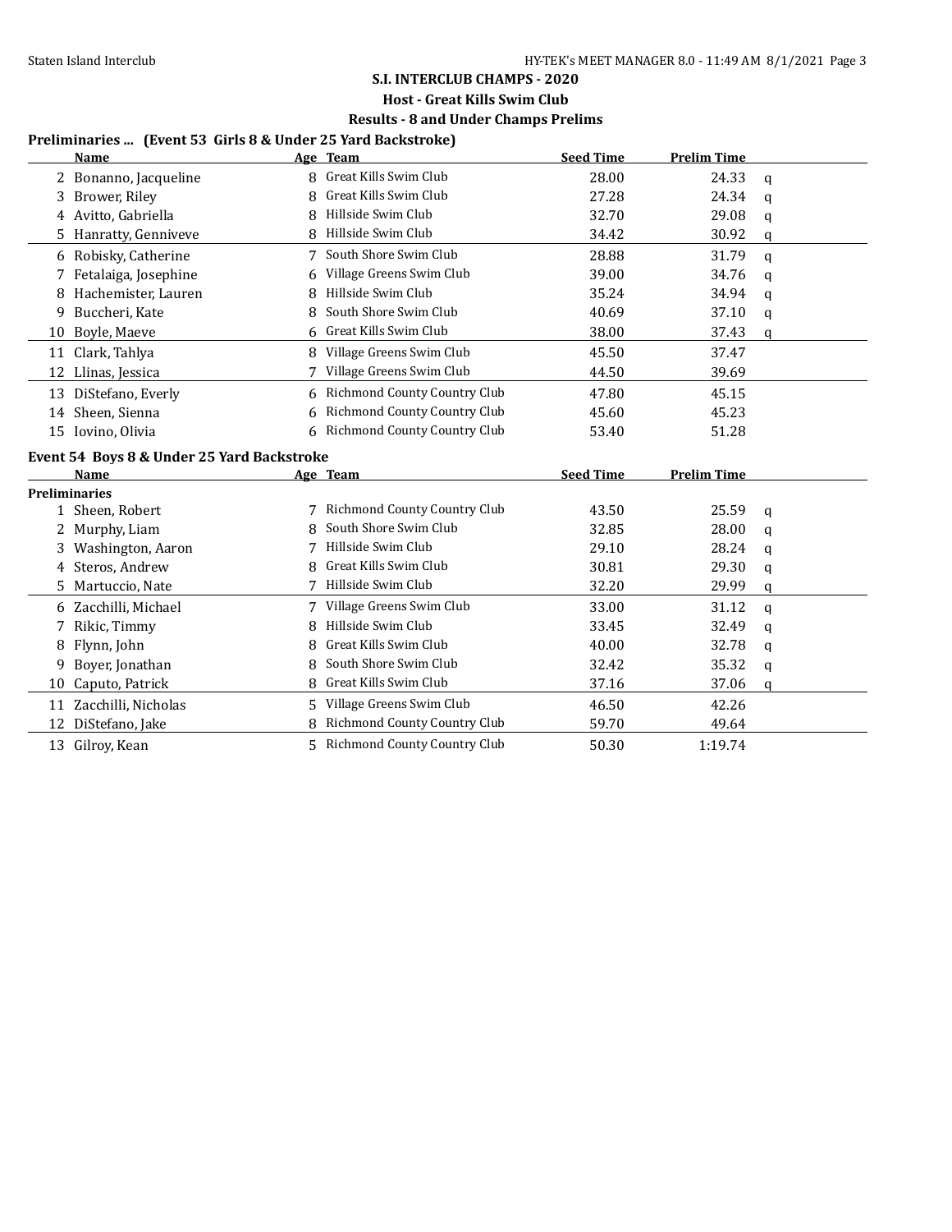## S.I. INTERCLUB CHAMPS - 2020

### Host - Great Kills Swim Club

### Results - 8 and Under Champs Prelims

**Preliminaries ... (Event 53 Girls 8 & Under 25 Yard Backstroke)**

| | Name | Age | Team | Seed Time | Prelim Time | |
|---|---|---|---|---|---|---|
| 2 | Bonanno, Jacqueline | 8 | Great Kills Swim Club | 28.00 | 24.33 | q |
| 3 | Brower, Riley | 8 | Great Kills Swim Club | 27.28 | 24.34 | q |
| 4 | Avitto, Gabriella | 8 | Hillside Swim Club | 32.70 | 29.08 | q |
| 5 | Hanratty, Genniveve | 8 | Hillside Swim Club | 34.42 | 30.92 | q |
| 6 | Robisky, Catherine | 7 | South Shore Swim Club | 28.88 | 31.79 | q |
| 7 | Fetalaiga, Josephine | 6 | Village Greens Swim Club | 39.00 | 34.76 | q |
| 8 | Hachemister, Lauren | 8 | Hillside Swim Club | 35.24 | 34.94 | q |
| 9 | Buccheri, Kate | 8 | South Shore Swim Club | 40.69 | 37.10 | q |
| 10 | Boyle, Maeve | 6 | Great Kills Swim Club | 38.00 | 37.43 | q |
| 11 | Clark, Tahlya | 8 | Village Greens Swim Club | 45.50 | 37.47 | |
| 12 | Llinas, Jessica | 7 | Village Greens Swim Club | 44.50 | 39.69 | |
| 13 | DiStefano, Everly | 6 | Richmond County Country Club | 47.80 | 45.15 | |
| 14 | Sheen, Sienna | 6 | Richmond County Country Club | 45.60 | 45.23 | |
| 15 | Iovino, Olivia | 6 | Richmond County Country Club | 53.40 | 51.28 | |

**Event 54 Boys 8 & Under 25 Yard Backstroke**

| | Name | Age | Team | Seed Time | Prelim Time | |
|---|---|---|---|---|---|---|
| **Preliminaries** | | | | | | |
| 1 | Sheen, Robert | 7 | Richmond County Country Club | 43.50 | 25.59 | q |
| 2 | Murphy, Liam | 8 | South Shore Swim Club | 32.85 | 28.00 | q |
| 3 | Washington, Aaron | 7 | Hillside Swim Club | 29.10 | 28.24 | q |
| 4 | Steros, Andrew | 8 | Great Kills Swim Club | 30.81 | 29.30 | q |
| 5 | Martuccio, Nate | 7 | Hillside Swim Club | 32.20 | 29.99 | q |
| 6 | Zacchilli, Michael | 7 | Village Greens Swim Club | 33.00 | 31.12 | q |
| 7 | Rikic, Timmy | 8 | Hillside Swim Club | 33.45 | 32.49 | q |
| 8 | Flynn, John | 8 | Great Kills Swim Club | 40.00 | 32.78 | q |
| 9 | Boyer, Jonathan | 8 | South Shore Swim Club | 32.42 | 35.32 | q |
| 10 | Caputo, Patrick | 8 | Great Kills Swim Club | 37.16 | 37.06 | q |
| 11 | Zacchilli, Nicholas | 5 | Village Greens Swim Club | 46.50 | 42.26 | |
| 12 | DiStefano, Jake | 8 | Richmond County Country Club | 59.70 | 49.64 | |
| 13 | Gilroy, Kean | 5 | Richmond County Country Club | 50.30 | 1:19.74 | |